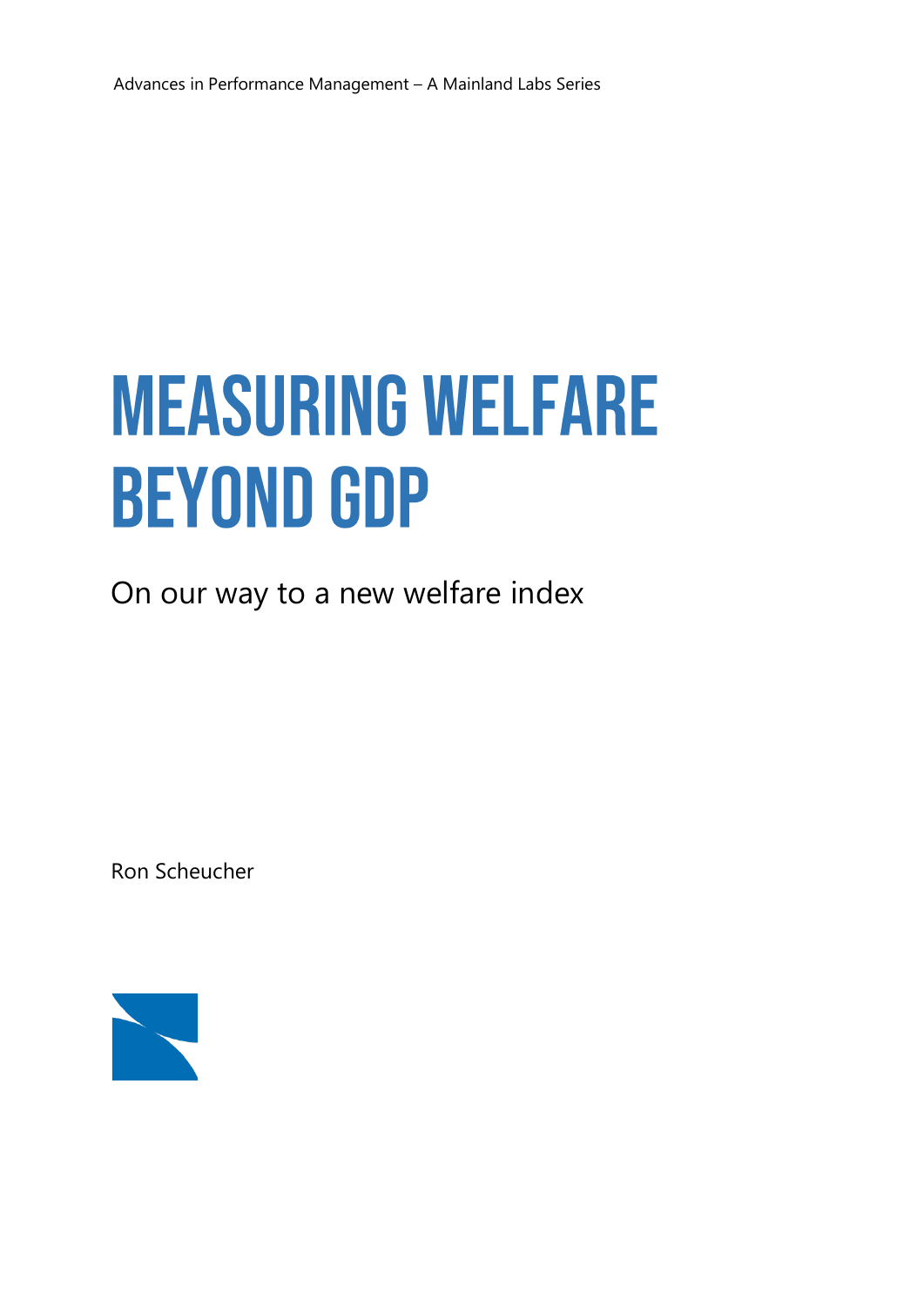Advances in Performance Management – A Mainland Labs Series

# MEASURING WELFARE BEYOND GDP

On our way to a new welfare index

Ron Scheucher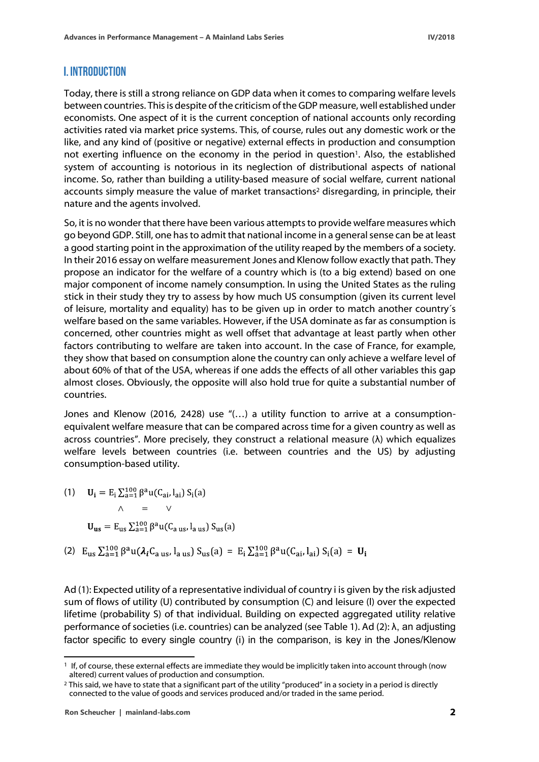## I. INTRODUCTION

Today, there is still a strong reliance on GDP data when it comes to comparing welfare levels between countries. This is despite of the criticism of the GDP measure, well established under economists. One aspect of it is the current conception of national accounts only recording activities rated via market price systems. This, of course, rules out any domestic work or the like, and any kind of (positive or negative) external effects in production and consumption not exerting influence on the economy in the period in question[1]. Also, the established system of accounting is notorious in its neglection of distributional aspects of national income. So, rather than building a utility-based measure of social welfare, current national accounts simply measure the value of market transactions[2] disregarding, in principle, their nature and the agents involved.

So, it is no wonder that there have been various attempts to provide welfare measures which go beyond GDP. Still, one has to admit that national income in a general sense can be at least a good starting point in the approximation of the utility reaped by the members of a society. In their 2016 essay on welfare measurement Jones and Klenow follow exactly that path. They propose an indicator for the welfare of a country which is (to a big extend) based on one major component of income namely consumption. In using the United States as the ruling stick in their study they try to assess by how much US consumption (given its current level of leisure, mortality and equality) has to be given up in order to match another country´s welfare based on the same variables. However, if the USA dominate as far as consumption is concerned, other countries might as well offset that advantage at least partly when other factors contributing to welfare are taken into account. In the case of France, for example, they show that based on consumption alone the country can only achieve a welfare level of about 60% of that of the USA, whereas if one adds the effects of all other variables this gap almost closes. Obviously, the opposite will also hold true for quite a substantial number of countries.

Jones and Klenow (2016, 2428) use "(…) a utility function to arrive at a consumption-equivalent welfare measure that can be compared across time for a given country as well as across countries". More precisely, they construct a relational measure (λ) which equalizes welfare levels between countries (i.e. between countries and the US) by adjusting consumption-based utility.

(1) $$\mathbf{U_i} = \mathrm{E_i} \sum_{a=1}^{100} \beta^a u(C_{ai}, l_{ai})\, S_i(a)$$

$$\wedge \quad = \quad \vee$$

$$\mathbf{U_{us}} = \mathrm{E_{us}} \sum_{a=1}^{100} \beta^a u(C_{a\,us}, l_{a\,us})\, S_{us}(a)$$

(2) $$\mathrm{E_{us}} \sum_{a=1}^{100} \beta^a u(\boldsymbol{\lambda_i} C_{a\,us}, l_{a\,us})\, S_{us}(a) = \mathrm{E_i} \sum_{a=1}^{100} \beta^a u(C_{ai}, l_{ai})\, S_i(a) = \mathbf{U_i}$$

Ad (1): Expected utility of a representative individual of country i is given by the risk adjusted sum of flows of utility (U) contributed by consumption (C) and leisure (l) over the expected lifetime (probability S) of that individual. Building on expected aggregated utility relative performance of societies (i.e. countries) can be analyzed (see Table 1). Ad (2): λ, an adjusting factor specific to every single country (i) in the comparison, is key in the Jones/Klenow

[1] If, of course, these external effects are immediate they would be implicitly taken into account through (now altered) current values of production and consumption.

[2] This said, we have to state that a significant part of the utility "produced" in a society in a period is directly connected to the value of goods and services produced and/or traded in the same period.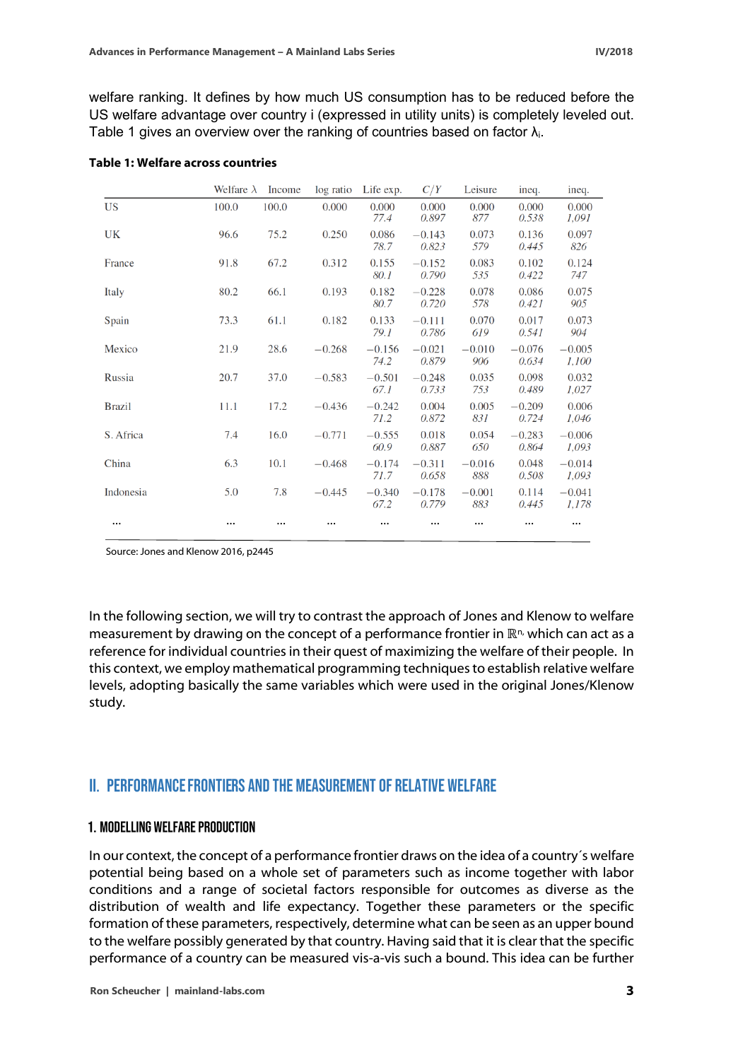welfare ranking. It defines by how much US consumption has to be reduced before the US welfare advantage over country i (expressed in utility units) is completely leveled out. Table 1 gives an overview over the ranking of countries based on factor $\lambda_i$.

**Table 1: Welfare across countries**

| | Welfare $\lambda$ | Income | log ratio | Life exp. | $C/Y$ | Leisure | ineq. | ineq. |
|---|---|---|---|---|---|---|---|---|
| US | 100.0 | 100.0 | 0.000 | 0.000<br>*77.4* | 0.000<br>*0.897* | 0.000<br>*877* | 0.000<br>*0.538* | 0.000<br>*1,091* |
| UK | 96.6 | 75.2 | 0.250 | 0.086<br>*78.7* | −0.143<br>*0.823* | 0.073<br>*579* | 0.136<br>*0.445* | 0.097<br>*826* |
| France | 91.8 | 67.2 | 0.312 | 0.155<br>*80.1* | −0.152<br>*0.790* | 0.083<br>*535* | 0.102<br>*0.422* | 0.124<br>*747* |
| Italy | 80.2 | 66.1 | 0.193 | 0.182<br>*80.7* | −0.228<br>*0.720* | 0.078<br>*578* | 0.086<br>*0.421* | 0.075<br>*905* |
| Spain | 73.3 | 61.1 | 0.182 | 0.133<br>*79.1* | −0.111<br>*0.786* | 0.070<br>*619* | 0.017<br>*0.541* | 0.073<br>*904* |
| Mexico | 21.9 | 28.6 | −0.268 | −0.156<br>*74.2* | −0.021<br>*0.879* | −0.010<br>*906* | −0.076<br>*0.634* | −0.005<br>*1,100* |
| Russia | 20.7 | 37.0 | −0.583 | −0.501<br>*67.1* | −0.248<br>*0.733* | 0.035<br>*753* | 0.098<br>*0.489* | 0.032<br>*1,027* |
| Brazil | 11.1 | 17.2 | −0.436 | −0.242<br>*71.2* | 0.004<br>*0.872* | 0.005<br>*831* | −0.209<br>*0.724* | 0.006<br>*1,046* |
| S. Africa | 7.4 | 16.0 | −0.771 | −0.555<br>*60.9* | 0.018<br>*0.887* | 0.054<br>*650* | −0.283<br>*0.864* | −0.006<br>*1,093* |
| China | 6.3 | 10.1 | −0.468 | −0.174<br>*71.7* | −0.311<br>*0.658* | −0.016<br>*888* | 0.048<br>*0.508* | −0.014<br>*1,093* |
| Indonesia | 5.0 | 7.8 | −0.445 | −0.340<br>*67.2* | −0.178<br>*0.779* | −0.001<br>*883* | 0.114<br>*0.445* | −0.041<br>*1,178* |
| ... | ... | ... | ... | ... | ... | ... | ... | ... |

Source: Jones and Klenow 2016, p2445

In the following section, we will try to contrast the approach of Jones and Klenow to welfare measurement by drawing on the concept of a performance frontier in $\mathbb{R}^n$, which can act as a reference for individual countries in their quest of maximizing the welfare of their people. In this context, we employ mathematical programming techniques to establish relative welfare levels, adopting basically the same variables which were used in the original Jones/Klenow study.

## II. Performance Frontiers and the Measurement of Relative Welfare

### 1. Modelling Welfare Production

In our context, the concept of a performance frontier draws on the idea of a country´s welfare potential being based on a whole set of parameters such as income together with labor conditions and a range of societal factors responsible for outcomes as diverse as the distribution of wealth and life expectancy. Together these parameters or the specific formation of these parameters, respectively, determine what can be seen as an upper bound to the welfare possibly generated by that country. Having said that it is clear that the specific performance of a country can be measured vis-a-vis such a bound. This idea can be further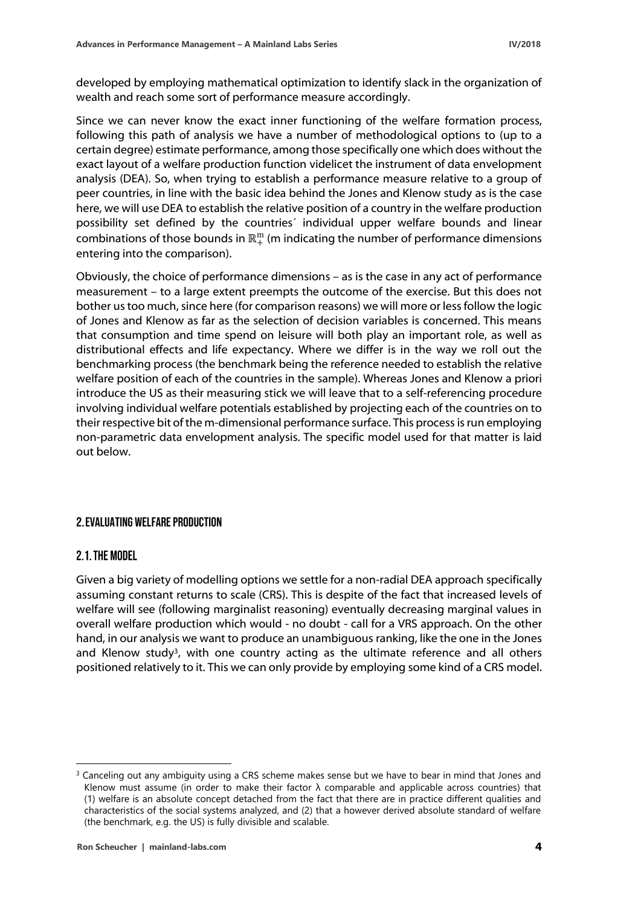developed by employing mathematical optimization to identify slack in the organization of wealth and reach some sort of performance measure accordingly.

Since we can never know the exact inner functioning of the welfare formation process, following this path of analysis we have a number of methodological options to (up to a certain degree) estimate performance, among those specifically one which does without the exact layout of a welfare production function videlicet the instrument of data envelopment analysis (DEA). So, when trying to establish a performance measure relative to a group of peer countries, in line with the basic idea behind the Jones and Klenow study as is the case here, we will use DEA to establish the relative position of a country in the welfare production possibility set defined by the countries´ individual upper welfare bounds and linear combinations of those bounds in $\mathbb{R}_+^m$ (m indicating the number of performance dimensions entering into the comparison).

Obviously, the choice of performance dimensions – as is the case in any act of performance measurement – to a large extent preempts the outcome of the exercise. But this does not bother us too much, since here (for comparison reasons) we will more or less follow the logic of Jones and Klenow as far as the selection of decision variables is concerned. This means that consumption and time spend on leisure will both play an important role, as well as distributional effects and life expectancy. Where we differ is in the way we roll out the benchmarking process (the benchmark being the reference needed to establish the relative welfare position of each of the countries in the sample). Whereas Jones and Klenow a priori introduce the US as their measuring stick we will leave that to a self-referencing procedure involving individual welfare potentials established by projecting each of the countries on to their respective bit of the m-dimensional performance surface. This process is run employing non-parametric data envelopment analysis. The specific model used for that matter is laid out below.

## 2. Evaluating Welfare Production

### 2.1. The Model

Given a big variety of modelling options we settle for a non-radial DEA approach specifically assuming constant returns to scale (CRS). This is despite of the fact that increased levels of welfare will see (following marginalist reasoning) eventually decreasing marginal values in overall welfare production which would - no doubt - call for a VRS approach. On the other hand, in our analysis we want to produce an unambiguous ranking, like the one in the Jones and Klenow study[3], with one country acting as the ultimate reference and all others positioned relatively to it. This we can only provide by employing some kind of a CRS model.

[3] Canceling out any ambiguity using a CRS scheme makes sense but we have to bear in mind that Jones and Klenow must assume (in order to make their factor λ comparable and applicable across countries) that (1) welfare is an absolute concept detached from the fact that there are in practice different qualities and characteristics of the social systems analyzed, and (2) that a however derived absolute standard of welfare (the benchmark, e.g. the US) is fully divisible and scalable.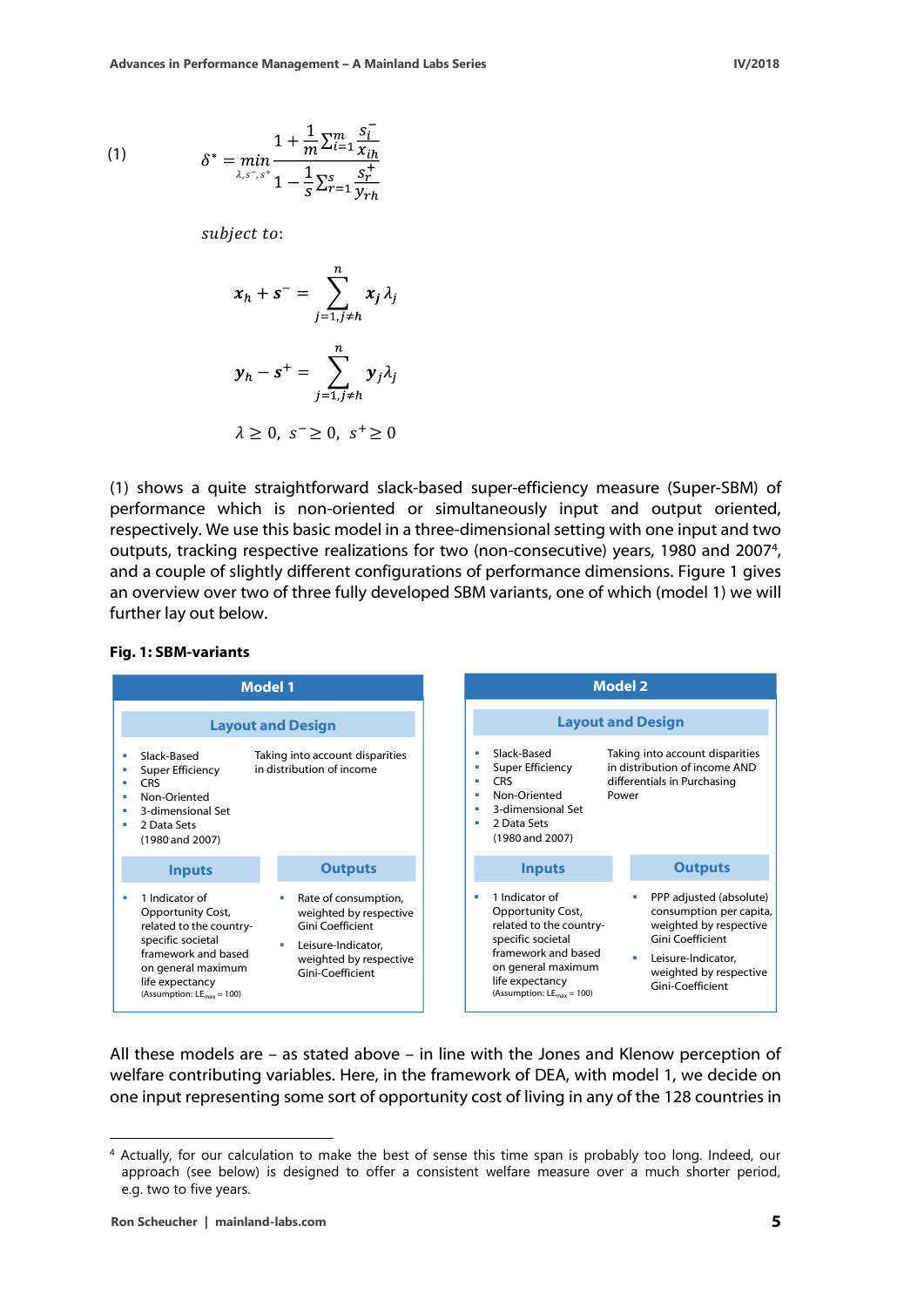(1)

$$\delta^* = \min_{\lambda, s^-, s^+} \frac{1 + \frac{1}{m}\sum_{i=1}^{m} \frac{s_i^-}{x_{ih}}}{1 - \frac{1}{s}\sum_{r=1}^{s} \frac{s_r^+}{y_{rh}}}$$

*subject to*:

$$\boldsymbol{x}_h + \boldsymbol{s}^- = \sum_{j=1, j \neq h}^{n} \boldsymbol{x}_j \lambda_j$$

$$\boldsymbol{y}_h - \boldsymbol{s}^+ = \sum_{j=1, j \neq h}^{n} \boldsymbol{y}_j \lambda_j$$

$$\lambda \geq 0,\ s^- \geq 0,\ s^+ \geq 0$$

(1) shows a quite straightforward slack-based super-efficiency measure (Super-SBM) of performance which is non-oriented or simultaneously input and output oriented, respectively. We use this basic model in a three-dimensional setting with one input and two outputs, tracking respective realizations for two (non-consecutive) years, 1980 and 2007[4], and a couple of slightly different configurations of performance dimensions. Figure 1 gives an overview over two of three fully developed SBM variants, one of which (model 1) we will further lay out below.

**Fig. 1: SBM-variants**

| Model 1 | | Model 2 | |
|---|---|---|---|
| **Layout and Design** | | **Layout and Design** | |
| ▪ Slack-Based<br>▪ Super Efficiency<br>▪ CRS<br>▪ Non-Oriented<br>▪ 3-dimensional Set<br>▪ 2 Data Sets (1980 and 2007) | Taking into account disparities in distribution of income | ▪ Slack-Based<br>▪ Super Efficiency<br>▪ CRS<br>▪ Non-Oriented<br>▪ 3-dimensional Set<br>▪ 2 Data Sets (1980 and 2007) | Taking into account disparities in distribution of income AND differentials in Purchasing Power |
| **Inputs** | **Outputs** | **Inputs** | **Outputs** |
| ▪ 1 Indicator of Opportunity Cost, related to the country-specific societal framework and based on general maximum life expectancy (Assumption: $LE_{max}$ = 100) | ▪ Rate of consumption, weighted by respective Gini Coefficient<br>▪ Leisure-Indicator, weighted by respective Gini-Coefficient | ▪ 1 Indicator of Opportunity Cost, related to the country-specific societal framework and based on general maximum life expectancy (Assumption: $LE_{max}$ = 100) | ▪ PPP adjusted (absolute) consumption per capita, weighted by respective Gini Coefficient<br>▪ Leisure-Indicator, weighted by respective Gini-Coefficient |

All these models are – as stated above – in line with the Jones and Klenow perception of welfare contributing variables. Here, in the framework of DEA, with model 1, we decide on one input representing some sort of opportunity cost of living in any of the 128 countries in

---

[4] Actually, for our calculation to make the best of sense this time span is probably too long. Indeed, our approach (see below) is designed to offer a consistent welfare measure over a much shorter period, e.g. two to five years.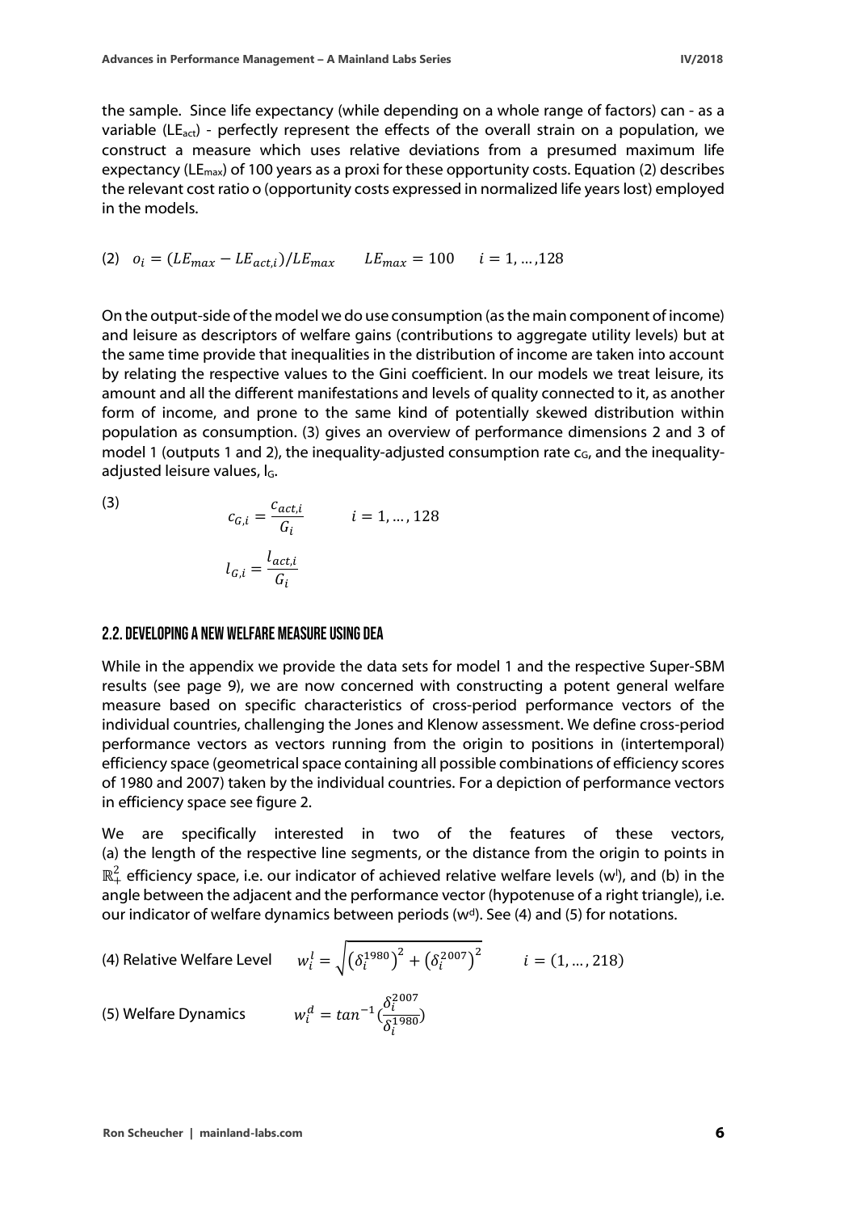the sample. Since life expectancy (while depending on a whole range of factors) can - as a variable ($LE_{act}$) - perfectly represent the effects of the overall strain on a population, we construct a measure which uses relative deviations from a presumed maximum life expectancy ($LE_{max}$) of 100 years as a proxi for these opportunity costs. Equation (2) describes the relevant cost ratio o (opportunity costs expressed in normalized life years lost) employed in the models.

(2) $o_i = (LE_{max} - LE_{act,i})/LE_{max} \qquad LE_{max} = 100 \qquad i = 1, \ldots, 128$

On the output-side of the model we do use consumption (as the main component of income) and leisure as descriptors of welfare gains (contributions to aggregate utility levels) but at the same time provide that inequalities in the distribution of income are taken into account by relating the respective values to the Gini coefficient. In our models we treat leisure, its amount and all the different manifestations and levels of quality connected to it, as another form of income, and prone to the same kind of potentially skewed distribution within population as consumption. (3) gives an overview of performance dimensions 2 and 3 of model 1 (outputs 1 and 2), the inequality-adjusted consumption rate $c_G$, and the inequality-adjusted leisure values, $l_G$.

(3)

$$c_{G,i} = \frac{c_{act,i}}{G_i} \qquad i = 1, \ldots, 128$$

$$l_{G,i} = \frac{l_{act,i}}{G_i}$$

## 2.2. Developing a New Welfare Measure Using DEA

While in the appendix we provide the data sets for model 1 and the respective Super-SBM results (see page 9), we are now concerned with constructing a potent general welfare measure based on specific characteristics of cross-period performance vectors of the individual countries, challenging the Jones and Klenow assessment. We define cross-period performance vectors as vectors running from the origin to positions in (intertemporal) efficiency space (geometrical space containing all possible combinations of efficiency scores of 1980 and 2007) taken by the individual countries. For a depiction of performance vectors in efficiency space see figure 2.

We are specifically interested in two of the features of these vectors, (a) the length of the respective line segments, or the distance from the origin to points in $\mathbb{R}^2_+$ efficiency space, i.e. our indicator of achieved relative welfare levels ($w^l$), and (b) in the angle between the adjacent and the performance vector (hypotenuse of a right triangle), i.e. our indicator of welfare dynamics between periods ($w^d$). See (4) and (5) for notations.

(4) Relative Welfare Level $\qquad w_i^l = \sqrt{\left(\delta_i^{1980}\right)^2 + \left(\delta_i^{2007}\right)^2} \qquad i = (1, \ldots, 218)$

(5) Welfare Dynamics $\qquad w_i^d = tan^{-1}(\frac{\delta_i^{2007}}{\delta_i^{1980}})$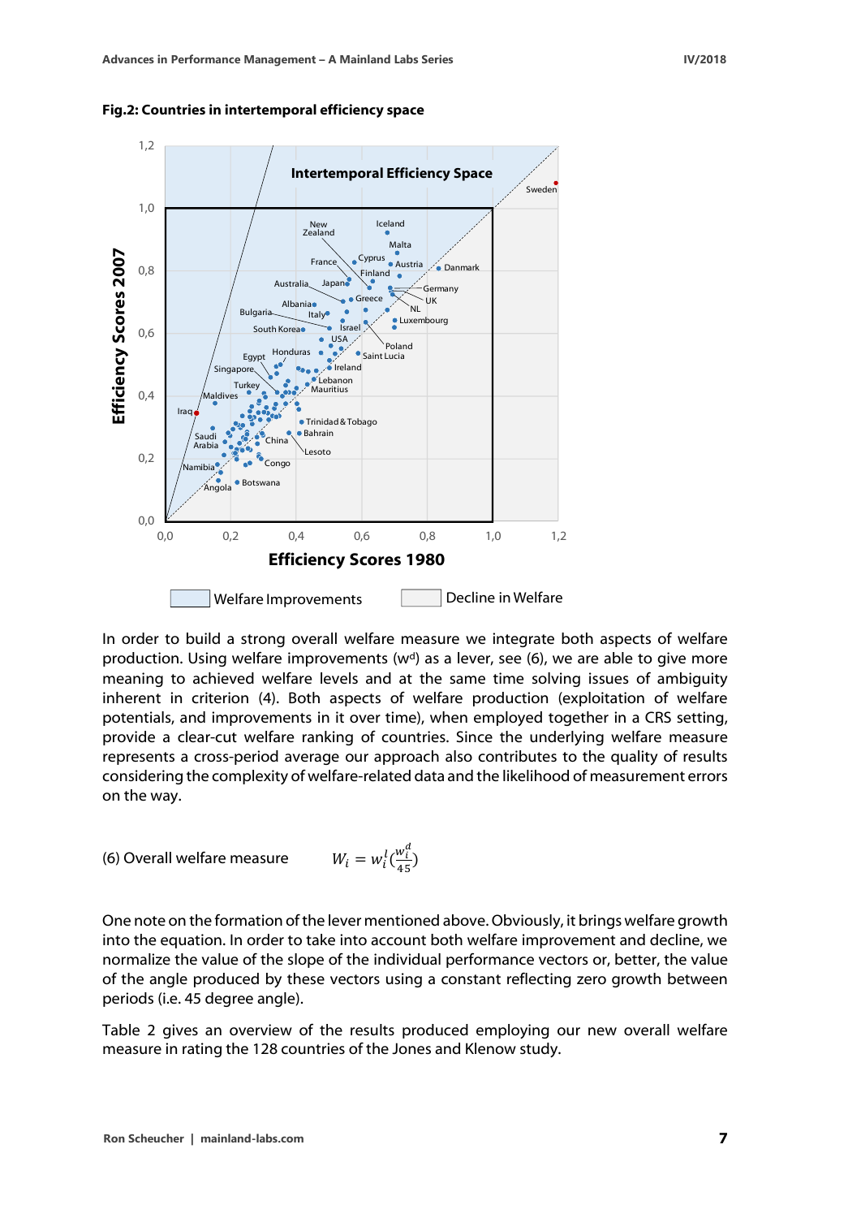**Fig.2: Countries in intertemporal efficiency space**

In order to build a strong overall welfare measure we integrate both aspects of welfare production. Using welfare improvements ($w^d$) as a lever, see (6), we are able to give more meaning to achieved welfare levels and at the same time solving issues of ambiguity inherent in criterion (4). Both aspects of welfare production (exploitation of welfare potentials, and improvements in it over time), when employed together in a CRS setting, provide a clear-cut welfare ranking of countries. Since the underlying welfare measure represents a cross-period average our approach also contributes to the quality of results considering the complexity of welfare-related data and the likelihood of measurement errors on the way.

(6) Overall welfare measure $$W_i = w_i^l\left(\frac{w_i^d}{45}\right)$$

One note on the formation of the lever mentioned above. Obviously, it brings welfare growth into the equation. In order to take into account both welfare improvement and decline, we normalize the value of the slope of the individual performance vectors or, better, the value of the angle produced by these vectors using a constant reflecting zero growth between periods (i.e. 45 degree angle).

Table 2 gives an overview of the results produced employing our new overall welfare measure in rating the 128 countries of the Jones and Klenow study.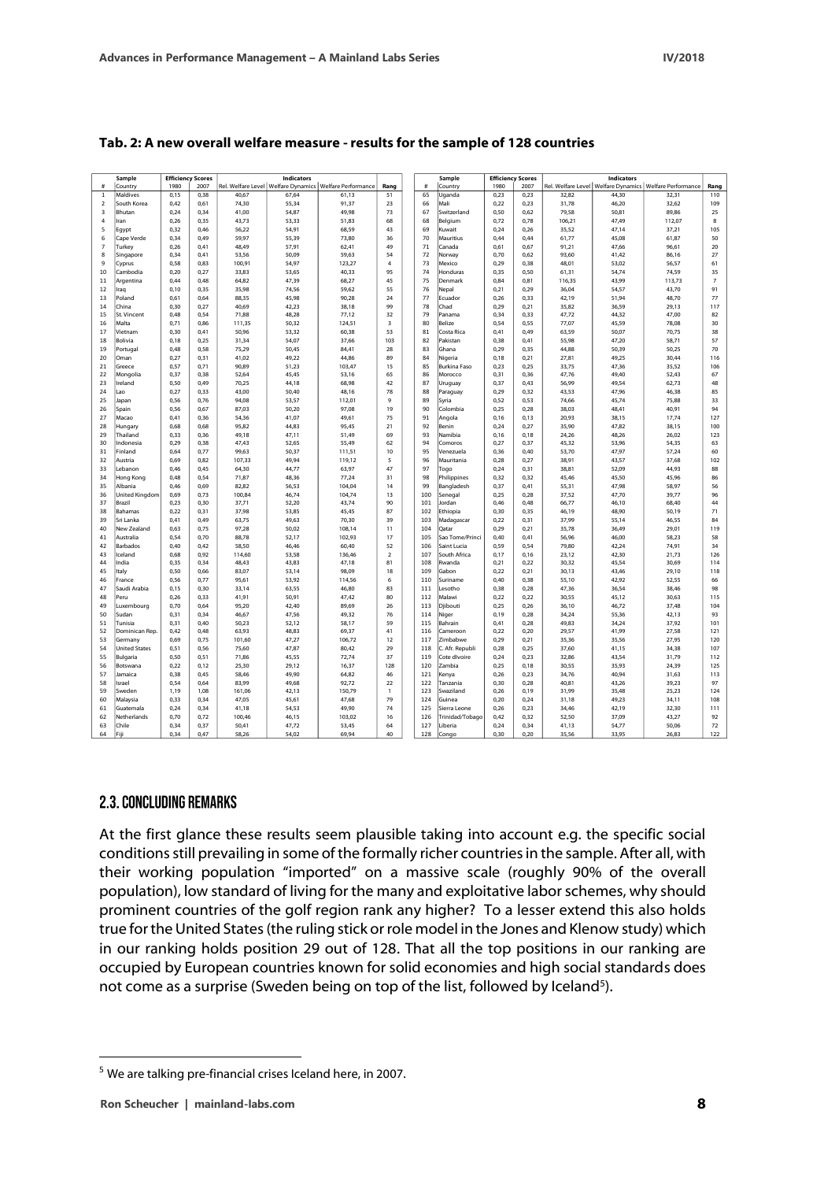**Tab. 2: A new overall welfare measure - results for the sample of 128 countries**

| Sample | | Efficiency Scores | | Indicators | | | | Sample | | Efficiency Scores | | Indicators | | | |
|---|---|---|---|---|---|---|---|---|---|---|---|---|---|---|---|
| # | Country | 1980 | 2007 | Rel. Welfare Level | Welfare Dynamics | Welfare Performance | Rang | # | Country | 1980 | 2007 | Rel. Welfare Level | Welfare Dynamics | Welfare Performance | Rang |
| 1 | Maldives | 0,15 | 0,38 | 40,67 | 67,64 | 61,13 | 51 | 65 | Uganda | 0,23 | 0,23 | 32,82 | 44,30 | 32,31 | 110 |
| 2 | South Korea | 0,42 | 0,61 | 74,30 | 55,34 | 91,37 | 23 | 66 | Mali | 0,22 | 0,23 | 31,78 | 46,20 | 32,62 | 109 |
| 3 | Bhutan | 0,24 | 0,34 | 41,00 | 54,87 | 49,98 | 73 | 67 | Switzerland | 0,50 | 0,62 | 79,58 | 50,81 | 89,86 | 25 |
| 4 | Iran | 0,26 | 0,35 | 43,73 | 53,33 | 51,83 | 68 | 68 | Belgium | 0,72 | 0,78 | 106,21 | 47,49 | 112,07 | 8 |
| 5 | Egypt | 0,32 | 0,46 | 56,22 | 54,91 | 68,59 | 43 | 69 | Kuwait | 0,24 | 0,26 | 35,52 | 47,14 | 37,21 | 105 |
| 6 | Cape Verde | 0,34 | 0,49 | 59,97 | 55,39 | 73,80 | 36 | 70 | Mauritius | 0,44 | 0,44 | 61,77 | 45,08 | 61,87 | 50 |
| 7 | Turkey | 0,26 | 0,41 | 48,49 | 57,91 | 62,41 | 49 | 71 | Canada | 0,61 | 0,67 | 91,21 | 47,66 | 96,61 | 20 |
| 8 | Singapore | 0,34 | 0,41 | 53,56 | 50,09 | 59,63 | 54 | 72 | Norway | 0,70 | 0,62 | 93,60 | 41,42 | 86,16 | 27 |
| 9 | Cyprus | 0,58 | 0,83 | 100,91 | 54,97 | 123,27 | 4 | 73 | Mexico | 0,29 | 0,38 | 48,01 | 53,02 | 56,57 | 61 |
| 10 | Cambodia | 0,20 | 0,27 | 33,83 | 53,65 | 40,33 | 95 | 74 | Honduras | 0,35 | 0,50 | 61,31 | 54,74 | 74,59 | 35 |
| 11 | Argentina | 0,44 | 0,48 | 64,82 | 47,39 | 68,27 | 45 | 75 | Denmark | 0,84 | 0,81 | 116,35 | 43,99 | 113,73 | 7 |
| 12 | Iraq | 0,10 | 0,35 | 35,98 | 74,56 | 59,62 | 55 | 76 | Nepal | 0,21 | 0,29 | 36,04 | 54,57 | 43,70 | 91 |
| 13 | Poland | 0,61 | 0,64 | 88,35 | 45,98 | 90,28 | 24 | 77 | Ecuador | 0,26 | 0,33 | 42,19 | 51,94 | 48,70 | 77 |
| 14 | China | 0,30 | 0,27 | 40,69 | 42,23 | 38,18 | 99 | 78 | Chad | 0,29 | 0,21 | 35,82 | 36,59 | 29,13 | 117 |
| 15 | St. Vincent | 0,48 | 0,54 | 71,88 | 48,28 | 77,12 | 32 | 79 | Panama | 0,34 | 0,33 | 47,72 | 44,32 | 47,00 | 82 |
| 16 | Malta | 0,71 | 0,86 | 111,35 | 50,32 | 124,51 | 3 | 80 | Belize | 0,54 | 0,55 | 77,07 | 45,59 | 78,08 | 30 |
| 17 | Vietnam | 0,30 | 0,41 | 50,96 | 53,32 | 60,38 | 53 | 81 | Costa Rica | 0,41 | 0,49 | 63,59 | 50,07 | 70,75 | 38 |
| 18 | Bolivia | 0,18 | 0,25 | 31,34 | 54,07 | 37,66 | 103 | 82 | Pakistan | 0,38 | 0,41 | 55,98 | 47,20 | 58,71 | 57 |
| 19 | Portugal | 0,48 | 0,58 | 75,29 | 50,45 | 84,41 | 28 | 83 | Ghana | 0,29 | 0,35 | 44,88 | 50,39 | 50,25 | 70 |
| 20 | Oman | 0,27 | 0,31 | 41,02 | 49,22 | 44,86 | 89 | 84 | Nigeria | 0,18 | 0,21 | 27,81 | 49,25 | 30,44 | 116 |
| 21 | Greece | 0,57 | 0,71 | 90,89 | 51,23 | 103,47 | 15 | 85 | Burkina Faso | 0,23 | 0,25 | 33,75 | 47,36 | 35,52 | 106 |
| 22 | Mongolia | 0,37 | 0,38 | 52,64 | 45,45 | 53,16 | 65 | 86 | Morocco | 0,31 | 0,36 | 47,76 | 49,40 | 52,43 | 67 |
| 23 | Ireland | 0,50 | 0,49 | 70,25 | 44,18 | 68,98 | 42 | 87 | Uruguay | 0,37 | 0,43 | 56,99 | 49,54 | 62,73 | 48 |
| 24 | Lao | 0,27 | 0,33 | 43,00 | 50,40 | 48,16 | 78 | 88 | Paraguay | 0,29 | 0,32 | 43,53 | 47,96 | 46,38 | 85 |
| 25 | Japan | 0,56 | 0,76 | 94,08 | 53,57 | 112,01 | 9 | 89 | Syria | 0,52 | 0,53 | 74,66 | 45,74 | 75,88 | 33 |
| 26 | Spain | 0,56 | 0,67 | 87,03 | 50,20 | 97,08 | 19 | 90 | Colombia | 0,25 | 0,28 | 38,03 | 48,41 | 40,91 | 94 |
| 27 | Macao | 0,41 | 0,36 | 54,36 | 41,07 | 49,61 | 75 | 91 | Angola | 0,16 | 0,13 | 20,93 | 38,15 | 17,74 | 127 |
| 28 | Hungary | 0,68 | 0,68 | 95,82 | 44,83 | 95,45 | 21 | 92 | Benin | 0,24 | 0,27 | 35,90 | 47,82 | 38,15 | 100 |
| 29 | Thailand | 0,33 | 0,36 | 49,18 | 47,11 | 51,49 | 69 | 93 | Namibia | 0,16 | 0,18 | 24,26 | 48,26 | 26,02 | 123 |
| 30 | Indonesia | 0,29 | 0,38 | 47,43 | 52,65 | 55,49 | 62 | 94 | Comoros | 0,27 | 0,37 | 45,32 | 53,96 | 54,35 | 63 |
| 31 | Finland | 0,64 | 0,77 | 99,63 | 50,37 | 111,51 | 10 | 95 | Venezuela | 0,36 | 0,40 | 53,70 | 47,97 | 57,24 | 60 |
| 32 | Austria | 0,69 | 0,82 | 107,33 | 49,94 | 119,12 | 5 | 96 | Mauritania | 0,28 | 0,27 | 38,91 | 43,57 | 37,68 | 102 |
| 33 | Lebanon | 0,46 | 0,45 | 64,30 | 44,77 | 63,97 | 47 | 97 | Togo | 0,24 | 0,31 | 38,81 | 52,09 | 44,93 | 88 |
| 34 | Hong Kong | 0,48 | 0,54 | 71,87 | 48,36 | 77,24 | 31 | 98 | Philippines | 0,32 | 0,32 | 45,46 | 45,50 | 45,96 | 86 |
| 35 | Albania | 0,46 | 0,69 | 82,82 | 56,53 | 104,04 | 14 | 99 | Bangladesh | 0,37 | 0,41 | 55,31 | 47,98 | 58,97 | 56 |
| 36 | United Kingdom | 0,69 | 0,73 | 100,84 | 46,74 | 104,74 | 13 | 100 | Senegal | 0,25 | 0,28 | 37,52 | 47,70 | 39,77 | 96 |
| 37 | Brazil | 0,23 | 0,30 | 37,71 | 52,20 | 43,74 | 90 | 101 | Jordan | 0,46 | 0,48 | 66,77 | 46,10 | 68,40 | 44 |
| 38 | Bahamas | 0,22 | 0,31 | 37,98 | 53,85 | 45,45 | 87 | 102 | Ethiopia | 0,30 | 0,35 | 46,19 | 48,90 | 50,19 | 71 |
| 39 | Sri Lanka | 0,41 | 0,49 | 63,75 | 49,63 | 70,30 | 39 | 103 | Madagascar | 0,22 | 0,31 | 37,99 | 55,14 | 46,55 | 84 |
| 40 | New Zealand | 0,63 | 0,75 | 97,28 | 50,02 | 108,14 | 11 | 104 | Qatar | 0,29 | 0,21 | 35,78 | 36,49 | 29,01 | 119 |
| 41 | Australia | 0,54 | 0,70 | 88,78 | 52,17 | 102,93 | 17 | 105 | Sao Tome/Princi | 0,40 | 0,41 | 56,96 | 46,00 | 58,23 | 58 |
| 42 | Barbados | 0,40 | 0,42 | 58,50 | 46,46 | 60,40 | 52 | 106 | Saint Lucia | 0,59 | 0,54 | 79,80 | 42,24 | 74,91 | 34 |
| 43 | Iceland | 0,68 | 0,92 | 114,60 | 53,58 | 136,46 | 2 | 107 | South Africa | 0,17 | 0,16 | 23,12 | 42,30 | 21,73 | 126 |
| 44 | India | 0,35 | 0,34 | 48,43 | 43,83 | 47,18 | 81 | 108 | Rwanda | 0,21 | 0,22 | 30,32 | 45,54 | 30,69 | 114 |
| 45 | Italy | 0,50 | 0,66 | 83,07 | 53,14 | 98,09 | 18 | 109 | Gabon | 0,22 | 0,21 | 30,13 | 43,46 | 29,10 | 118 |
| 46 | France | 0,56 | 0,77 | 95,61 | 53,92 | 114,56 | 6 | 110 | Suriname | 0,40 | 0,38 | 55,10 | 42,92 | 52,55 | 66 |
| 47 | Saudi Arabia | 0,15 | 0,30 | 33,14 | 63,55 | 46,80 | 83 | 111 | Lesotho | 0,38 | 0,28 | 47,36 | 36,54 | 38,46 | 98 |
| 48 | Peru | 0,26 | 0,33 | 41,91 | 50,91 | 47,42 | 80 | 112 | Malawi | 0,22 | 0,22 | 30,55 | 45,12 | 30,63 | 115 |
| 49 | Luxembourg | 0,70 | 0,64 | 95,20 | 42,40 | 89,69 | 26 | 113 | Djibouti | 0,25 | 0,26 | 36,10 | 46,72 | 37,48 | 104 |
| 50 | Sudan | 0,31 | 0,34 | 46,67 | 47,56 | 49,32 | 76 | 114 | Niger | 0,19 | 0,28 | 34,24 | 55,36 | 42,13 | 93 |
| 51 | Tunisia | 0,31 | 0,40 | 50,23 | 52,12 | 58,17 | 59 | 115 | Bahrain | 0,41 | 0,28 | 49,83 | 34,24 | 37,92 | 101 |
| 52 | Dominican Rep. | 0,42 | 0,48 | 63,93 | 48,83 | 69,37 | 41 | 116 | Cameroon | 0,22 | 0,20 | 29,57 | 41,99 | 27,58 | 121 |
| 53 | Germany | 0,69 | 0,75 | 101,60 | 47,27 | 106,72 | 12 | 117 | Zimbabwe | 0,29 | 0,21 | 35,36 | 35,56 | 27,95 | 120 |
| 54 | United States | 0,51 | 0,56 | 75,60 | 47,87 | 80,42 | 29 | 118 | C. Afr. Republi | 0,28 | 0,25 | 37,60 | 41,15 | 34,38 | 107 |
| 55 | Bulgaria | 0,50 | 0,51 | 71,86 | 45,55 | 72,74 | 37 | 119 | Cote dIvoire | 0,24 | 0,23 | 32,86 | 43,54 | 31,79 | 112 |
| 56 | Botswana | 0,22 | 0,12 | 25,30 | 29,12 | 16,37 | 128 | 120 | Zambia | 0,25 | 0,18 | 30,55 | 35,93 | 24,39 | 125 |
| 57 | Jamaica | 0,38 | 0,45 | 58,46 | 49,90 | 64,82 | 46 | 121 | Kenya | 0,26 | 0,23 | 34,76 | 40,94 | 31,63 | 113 |
| 58 | Israel | 0,54 | 0,64 | 83,99 | 49,68 | 92,72 | 22 | 122 | Tanzania | 0,30 | 0,28 | 40,81 | 43,26 | 39,23 | 97 |
| 59 | Sweden | 1,19 | 1,08 | 161,06 | 42,13 | 150,79 | 1 | 123 | Swaziland | 0,26 | 0,19 | 31,99 | 35,48 | 25,23 | 124 |
| 60 | Malaysia | 0,33 | 0,34 | 47,05 | 45,61 | 47,68 | 79 | 124 | Guinea | 0,20 | 0,24 | 31,18 | 49,23 | 34,11 | 108 |
| 61 | Guatemala | 0,24 | 0,34 | 41,18 | 54,53 | 49,90 | 74 | 125 | Sierra Leone | 0,26 | 0,23 | 34,46 | 42,19 | 32,30 | 111 |
| 62 | Netherlands | 0,70 | 0,72 | 100,46 | 46,15 | 103,02 | 16 | 126 | Trinidad/Tobago | 0,42 | 0,32 | 52,50 | 37,09 | 43,27 | 92 |
| 63 | Chile | 0,34 | 0,37 | 50,41 | 47,72 | 53,45 | 64 | 127 | Liberia | 0,24 | 0,34 | 41,13 | 54,77 | 50,06 | 72 |
| 64 | Fiji | 0,34 | 0,47 | 58,26 | 54,02 | 69,94 | 40 | 128 | Congo | 0,30 | 0,20 | 35,56 | 33,95 | 26,83 | 122 |

## 2.3. Concluding Remarks

At the first glance these results seem plausible taking into account e.g. the specific social conditions still prevailing in some of the formally richer countries in the sample. After all, with their working population "imported" on a massive scale (roughly 90% of the overall population), low standard of living for the many and exploitative labor schemes, why should prominent countries of the golf region rank any higher? To a lesser extend this also holds true for the United States (the ruling stick or role model in the Jones and Klenow study) which in our ranking holds position 29 out of 128. That all the top positions in our ranking are occupied by European countries known for solid economies and high social standards does not come as a surprise (Sweden being on top of the list, followed by Iceland[5]).

[5] We are talking pre-financial crises Iceland here, in 2007.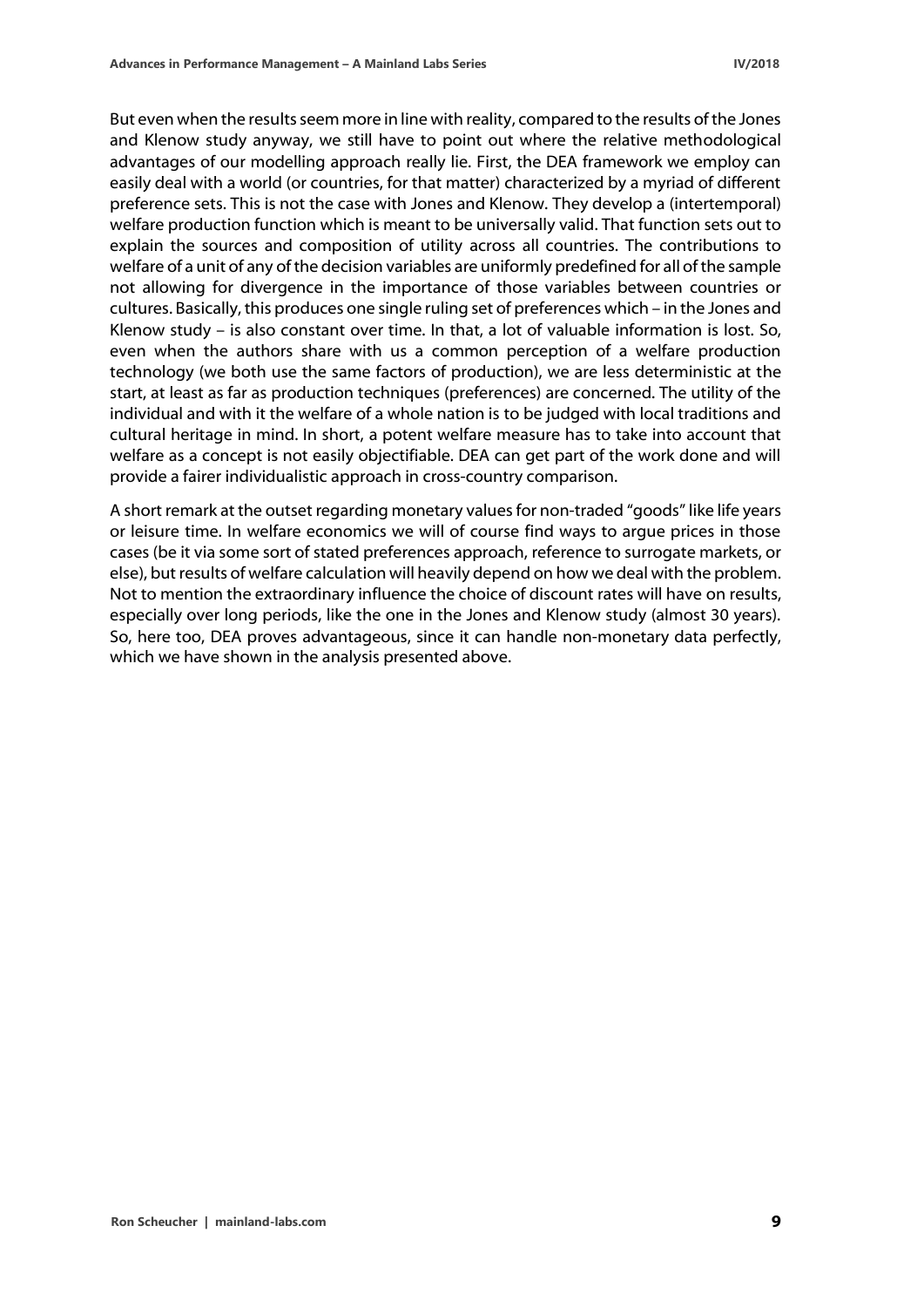But even when the results seem more in line with reality, compared to the results of the Jones and Klenow study anyway, we still have to point out where the relative methodological advantages of our modelling approach really lie. First, the DEA framework we employ can easily deal with a world (or countries, for that matter) characterized by a myriad of different preference sets. This is not the case with Jones and Klenow. They develop a (intertemporal) welfare production function which is meant to be universally valid. That function sets out to explain the sources and composition of utility across all countries. The contributions to welfare of a unit of any of the decision variables are uniformly predefined for all of the sample not allowing for divergence in the importance of those variables between countries or cultures. Basically, this produces one single ruling set of preferences which – in the Jones and Klenow study – is also constant over time. In that, a lot of valuable information is lost. So, even when the authors share with us a common perception of a welfare production technology (we both use the same factors of production), we are less deterministic at the start, at least as far as production techniques (preferences) are concerned. The utility of the individual and with it the welfare of a whole nation is to be judged with local traditions and cultural heritage in mind. In short, a potent welfare measure has to take into account that welfare as a concept is not easily objectifiable. DEA can get part of the work done and will provide a fairer individualistic approach in cross-country comparison.

A short remark at the outset regarding monetary values for non-traded "goods" like life years or leisure time. In welfare economics we will of course find ways to argue prices in those cases (be it via some sort of stated preferences approach, reference to surrogate markets, or else), but results of welfare calculation will heavily depend on how we deal with the problem. Not to mention the extraordinary influence the choice of discount rates will have on results, especially over long periods, like the one in the Jones and Klenow study (almost 30 years). So, here too, DEA proves advantageous, since it can handle non-monetary data perfectly, which we have shown in the analysis presented above.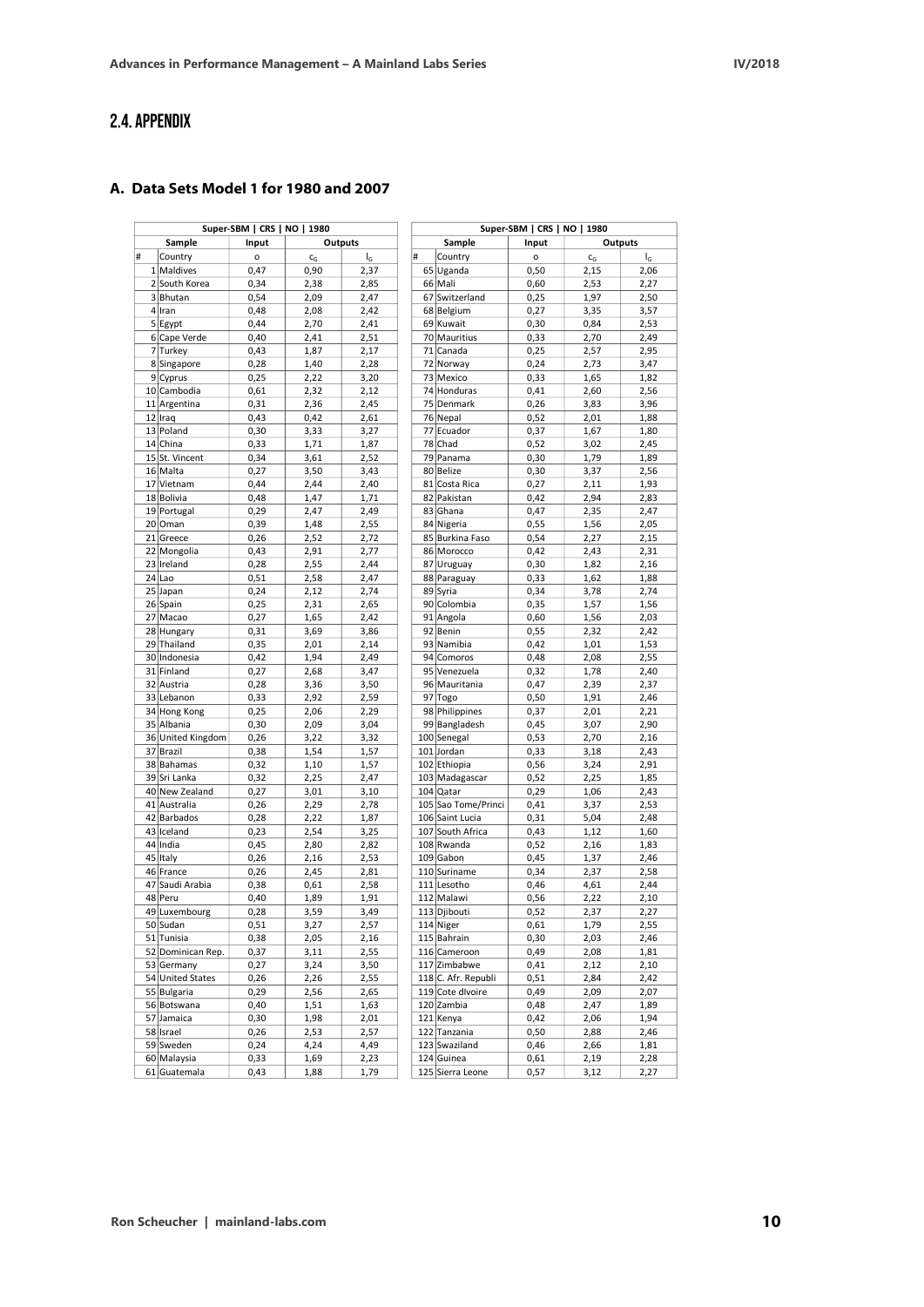## 2.4. APPENDIX

### A. Data Sets Model 1 for 1980 and 2007

| Super-SBM \| CRS \| NO \| 1980 | | | | |
|---|---|---|---|---|
| Sample | | Input | Outputs | |
| # | Country | o | $c_G$ | $I_G$ |
| 1 | Maldives | 0,47 | 0,90 | 2,37 |
| 2 | South Korea | 0,34 | 2,38 | 2,85 |
| 3 | Bhutan | 0,54 | 2,09 | 2,47 |
| 4 | Iran | 0,48 | 2,08 | 2,42 |
| 5 | Egypt | 0,44 | 2,70 | 2,41 |
| 6 | Cape Verde | 0,40 | 2,41 | 2,51 |
| 7 | Turkey | 0,43 | 1,87 | 2,17 |
| 8 | Singapore | 0,28 | 1,40 | 2,28 |
| 9 | Cyprus | 0,25 | 2,22 | 3,20 |
| 10 | Cambodia | 0,61 | 2,32 | 2,12 |
| 11 | Argentina | 0,31 | 2,36 | 2,45 |
| 12 | Iraq | 0,43 | 0,42 | 2,61 |
| 13 | Poland | 0,30 | 3,33 | 3,27 |
| 14 | China | 0,33 | 1,71 | 1,87 |
| 15 | St. Vincent | 0,34 | 3,61 | 2,52 |
| 16 | Malta | 0,27 | 3,50 | 3,43 |
| 17 | Vietnam | 0,44 | 2,44 | 2,40 |
| 18 | Bolivia | 0,48 | 1,47 | 1,71 |
| 19 | Portugal | 0,29 | 2,47 | 2,49 |
| 20 | Oman | 0,39 | 1,48 | 2,55 |
| 21 | Greece | 0,26 | 2,52 | 2,72 |
| 22 | Mongolia | 0,43 | 2,91 | 2,77 |
| 23 | Ireland | 0,28 | 2,55 | 2,44 |
| 24 | Lao | 0,51 | 2,58 | 2,47 |
| 25 | Japan | 0,24 | 2,12 | 2,74 |
| 26 | Spain | 0,25 | 2,31 | 2,65 |
| 27 | Macao | 0,27 | 1,65 | 2,42 |
| 28 | Hungary | 0,31 | 3,69 | 3,86 |
| 29 | Thailand | 0,35 | 2,01 | 2,14 |
| 30 | Indonesia | 0,42 | 1,94 | 2,49 |
| 31 | Finland | 0,27 | 2,68 | 3,47 |
| 32 | Austria | 0,28 | 3,36 | 3,50 |
| 33 | Lebanon | 0,33 | 2,92 | 2,59 |
| 34 | Hong Kong | 0,25 | 2,06 | 2,29 |
| 35 | Albania | 0,30 | 2,09 | 3,04 |
| 36 | United Kingdom | 0,26 | 3,22 | 3,32 |
| 37 | Brazil | 0,38 | 1,54 | 1,57 |
| 38 | Bahamas | 0,32 | 1,10 | 1,57 |
| 39 | Sri Lanka | 0,32 | 2,25 | 2,47 |
| 40 | New Zealand | 0,27 | 3,01 | 3,10 |
| 41 | Australia | 0,26 | 2,29 | 2,78 |
| 42 | Barbados | 0,28 | 2,22 | 1,87 |
| 43 | Iceland | 0,23 | 2,54 | 3,25 |
| 44 | India | 0,45 | 2,80 | 2,82 |
| 45 | Italy | 0,26 | 2,16 | 2,53 |
| 46 | France | 0,26 | 2,45 | 2,81 |
| 47 | Saudi Arabia | 0,38 | 0,61 | 2,58 |
| 48 | Peru | 0,40 | 1,89 | 1,91 |
| 49 | Luxembourg | 0,28 | 3,59 | 3,49 |
| 50 | Sudan | 0,51 | 3,27 | 2,57 |
| 51 | Tunisia | 0,38 | 2,05 | 2,16 |
| 52 | Dominican Rep. | 0,37 | 3,11 | 2,55 |
| 53 | Germany | 0,27 | 3,24 | 3,50 |
| 54 | United States | 0,26 | 2,26 | 2,55 |
| 55 | Bulgaria | 0,29 | 2,56 | 2,65 |
| 56 | Botswana | 0,40 | 1,51 | 1,63 |
| 57 | Jamaica | 0,30 | 1,98 | 2,01 |
| 58 | Israel | 0,26 | 2,53 | 2,57 |
| 59 | Sweden | 0,24 | 4,24 | 4,49 |
| 60 | Malaysia | 0,33 | 1,69 | 2,23 |
| 61 | Guatemala | 0,43 | 1,88 | 1,79 |

| Super-SBM \| CRS \| NO \| 1980 | | | | |
|---|---|---|---|---|
| Sample | | Input | Outputs | |
| # | Country | o | $c_G$ | $I_G$ |
| 65 | Uganda | 0,50 | 2,15 | 2,06 |
| 66 | Mali | 0,60 | 2,53 | 2,27 |
| 67 | Switzerland | 0,25 | 1,97 | 2,50 |
| 68 | Belgium | 0,27 | 3,35 | 3,57 |
| 69 | Kuwait | 0,30 | 0,84 | 2,53 |
| 70 | Mauritius | 0,33 | 2,70 | 2,49 |
| 71 | Canada | 0,25 | 2,57 | 2,95 |
| 72 | Norway | 0,24 | 2,73 | 3,47 |
| 73 | Mexico | 0,33 | 1,65 | 1,82 |
| 74 | Honduras | 0,41 | 2,60 | 2,56 |
| 75 | Denmark | 0,26 | 3,83 | 3,96 |
| 76 | Nepal | 0,52 | 2,01 | 1,88 |
| 77 | Ecuador | 0,37 | 1,67 | 1,80 |
| 78 | Chad | 0,52 | 3,02 | 2,45 |
| 79 | Panama | 0,30 | 1,79 | 1,89 |
| 80 | Belize | 0,30 | 3,37 | 2,56 |
| 81 | Costa Rica | 0,27 | 2,11 | 1,93 |
| 82 | Pakistan | 0,42 | 2,94 | 2,83 |
| 83 | Ghana | 0,47 | 2,35 | 2,47 |
| 84 | Nigeria | 0,55 | 1,56 | 2,05 |
| 85 | Burkina Faso | 0,54 | 2,27 | 2,15 |
| 86 | Morocco | 0,42 | 2,43 | 2,31 |
| 87 | Uruguay | 0,30 | 1,82 | 2,16 |
| 88 | Paraguay | 0,33 | 1,62 | 1,88 |
| 89 | Syria | 0,34 | 3,78 | 2,74 |
| 90 | Colombia | 0,35 | 1,57 | 1,56 |
| 91 | Angola | 0,60 | 1,56 | 2,03 |
| 92 | Benin | 0,55 | 2,32 | 2,42 |
| 93 | Namibia | 0,42 | 1,01 | 1,53 |
| 94 | Comoros | 0,48 | 2,08 | 2,55 |
| 95 | Venezuela | 0,32 | 1,78 | 2,40 |
| 96 | Mauritania | 0,47 | 2,39 | 2,37 |
| 97 | Togo | 0,50 | 1,91 | 2,46 |
| 98 | Philippines | 0,37 | 2,01 | 2,21 |
| 99 | Bangladesh | 0,45 | 3,07 | 2,90 |
| 100 | Senegal | 0,53 | 2,70 | 2,16 |
| 101 | Jordan | 0,33 | 3,18 | 2,43 |
| 102 | Ethiopia | 0,56 | 3,24 | 2,91 |
| 103 | Madagascar | 0,52 | 2,25 | 1,85 |
| 104 | Qatar | 0,29 | 1,06 | 2,43 |
| 105 | Sao Tome/Princi | 0,41 | 3,37 | 2,53 |
| 106 | Saint Lucia | 0,31 | 5,04 | 2,48 |
| 107 | South Africa | 0,43 | 1,12 | 1,60 |
| 108 | Rwanda | 0,52 | 2,16 | 1,83 |
| 109 | Gabon | 0,45 | 1,37 | 2,46 |
| 110 | Suriname | 0,34 | 2,37 | 2,58 |
| 111 | Lesotho | 0,46 | 4,61 | 2,44 |
| 112 | Malawi | 0,56 | 2,22 | 2,10 |
| 113 | Djibouti | 0,52 | 2,37 | 2,27 |
| 114 | Niger | 0,61 | 1,79 | 2,55 |
| 115 | Bahrain | 0,30 | 2,03 | 2,46 |
| 116 | Cameroon | 0,49 | 2,08 | 1,81 |
| 117 | Zimbabwe | 0,41 | 2,12 | 2,10 |
| 118 | C. Afr. Republi | 0,51 | 2,84 | 2,42 |
| 119 | Cote dIvoire | 0,49 | 2,09 | 2,07 |
| 120 | Zambia | 0,48 | 2,47 | 1,89 |
| 121 | Kenya | 0,42 | 2,06 | 1,94 |
| 122 | Tanzania | 0,50 | 2,88 | 2,46 |
| 123 | Swaziland | 0,46 | 2,66 | 1,81 |
| 124 | Guinea | 0,61 | 2,19 | 2,28 |
| 125 | Sierra Leone | 0,57 | 3,12 | 2,27 |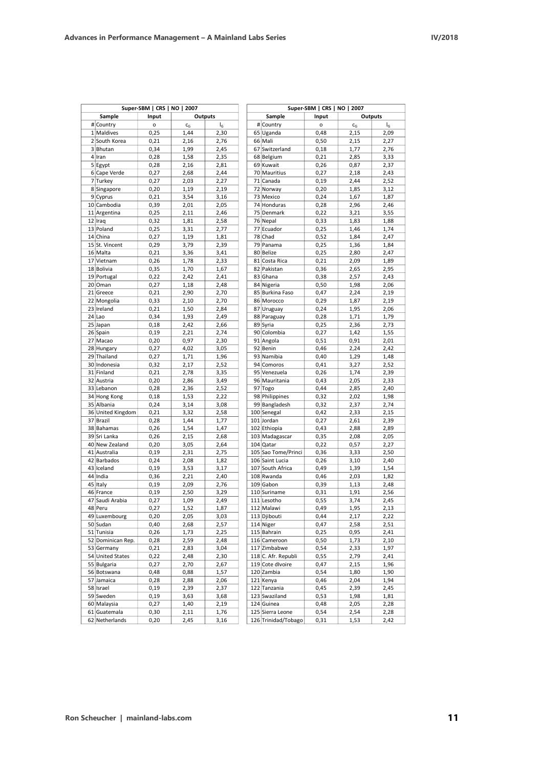| Super-SBM \| CRS \| NO \| 2007 | | | | |
|---|---|---|---|---|
| Sample | | Input | Outputs | |
| # | Country | o | $c_G$ | $I_G$ |
| 1 | Maldives | 0,25 | 1,44 | 2,30 |
| 2 | South Korea | 0,21 | 2,16 | 2,76 |
| 3 | Bhutan | 0,34 | 1,99 | 2,45 |
| 4 | Iran | 0,28 | 1,58 | 2,35 |
| 5 | Egypt | 0,28 | 2,16 | 2,81 |
| 6 | Cape Verde | 0,27 | 2,68 | 2,44 |
| 7 | Turkey | 0,27 | 2,03 | 2,27 |
| 8 | Singapore | 0,20 | 1,19 | 2,19 |
| 9 | Cyprus | 0,21 | 3,54 | 3,16 |
| 10 | Cambodia | 0,39 | 2,01 | 2,05 |
| 11 | Argentina | 0,25 | 2,11 | 2,46 |
| 12 | Iraq | 0,32 | 1,81 | 2,58 |
| 13 | Poland | 0,25 | 3,31 | 2,77 |
| 14 | China | 0,27 | 1,19 | 1,81 |
| 15 | St. Vincent | 0,29 | 3,79 | 2,39 |
| 16 | Malta | 0,21 | 3,36 | 3,41 |
| 17 | Vietnam | 0,26 | 1,78 | 2,33 |
| 18 | Bolivia | 0,35 | 1,70 | 1,67 |
| 19 | Portugal | 0,22 | 2,42 | 2,41 |
| 20 | Oman | 0,27 | 1,18 | 2,48 |
| 21 | Greece | 0,21 | 2,90 | 2,70 |
| 22 | Mongolia | 0,33 | 2,10 | 2,70 |
| 23 | Ireland | 0,21 | 1,50 | 2,84 |
| 24 | Lao | 0,34 | 1,93 | 2,49 |
| 25 | Japan | 0,18 | 2,42 | 2,66 |
| 26 | Spain | 0,19 | 2,21 | 2,74 |
| 27 | Macao | 0,20 | 0,97 | 2,30 |
| 28 | Hungary | 0,27 | 4,02 | 3,05 |
| 29 | Thailand | 0,27 | 1,71 | 1,96 |
| 30 | Indonesia | 0,32 | 2,17 | 2,52 |
| 31 | Finland | 0,21 | 2,78 | 3,35 |
| 32 | Austria | 0,20 | 2,86 | 3,49 |
| 33 | Lebanon | 0,28 | 2,36 | 2,52 |
| 34 | Hong Kong | 0,18 | 1,53 | 2,22 |
| 35 | Albania | 0,24 | 3,14 | 3,08 |
| 36 | United Kingdom | 0,21 | 3,32 | 2,58 |
| 37 | Brazil | 0,28 | 1,44 | 1,77 |
| 38 | Bahamas | 0,26 | 1,54 | 1,47 |
| 39 | Sri Lanka | 0,26 | 2,15 | 2,68 |
| 40 | New Zealand | 0,20 | 3,05 | 2,64 |
| 41 | Australia | 0,19 | 2,31 | 2,75 |
| 42 | Barbados | 0,24 | 2,08 | 1,82 |
| 43 | Iceland | 0,19 | 3,53 | 3,17 |
| 44 | India | 0,36 | 2,21 | 2,40 |
| 45 | Italy | 0,19 | 2,09 | 2,76 |
| 46 | France | 0,19 | 2,50 | 3,29 |
| 47 | Saudi Arabia | 0,27 | 1,09 | 2,49 |
| 48 | Peru | 0,27 | 1,52 | 1,87 |
| 49 | Luxembourg | 0,20 | 2,05 | 3,03 |
| 50 | Sudan | 0,40 | 2,68 | 2,57 |
| 51 | Tunisia | 0,26 | 1,73 | 2,25 |
| 52 | Dominican Rep. | 0,28 | 2,59 | 2,48 |
| 53 | Germany | 0,21 | 2,83 | 3,04 |
| 54 | United States | 0,22 | 2,48 | 2,30 |
| 55 | Bulgaria | 0,27 | 2,70 | 2,67 |
| 56 | Botswana | 0,48 | 0,88 | 1,57 |
| 57 | Jamaica | 0,28 | 2,88 | 2,06 |
| 58 | Israel | 0,19 | 2,39 | 2,37 |
| 59 | Sweden | 0,19 | 3,63 | 3,68 |
| 60 | Malaysia | 0,27 | 1,40 | 2,19 |
| 61 | Guatemala | 0,30 | 2,11 | 1,76 |
| 62 | Netherlands | 0,20 | 2,45 | 3,16 |

| Super-SBM \| CRS \| NO \| 2007 | | | | |
|---|---|---|---|---|
| Sample | | Input | Outputs | |
| # | Country | o | $c_G$ | $I_G$ |
| 65 | Uganda | 0,48 | 2,15 | 2,09 |
| 66 | Mali | 0,50 | 2,15 | 2,27 |
| 67 | Switzerland | 0,18 | 1,77 | 2,76 |
| 68 | Belgium | 0,21 | 2,85 | 3,33 |
| 69 | Kuwait | 0,26 | 0,87 | 2,37 |
| 70 | Mauritius | 0,27 | 2,18 | 2,43 |
| 71 | Canada | 0,19 | 2,44 | 2,52 |
| 72 | Norway | 0,20 | 1,85 | 3,12 |
| 73 | Mexico | 0,24 | 1,67 | 1,87 |
| 74 | Honduras | 0,28 | 2,96 | 2,46 |
| 75 | Denmark | 0,22 | 3,21 | 3,55 |
| 76 | Nepal | 0,33 | 1,83 | 1,88 |
| 77 | Ecuador | 0,25 | 1,46 | 1,74 |
| 78 | Chad | 0,52 | 1,84 | 2,47 |
| 79 | Panama | 0,25 | 1,36 | 1,84 |
| 80 | Belize | 0,25 | 2,80 | 2,47 |
| 81 | Costa Rica | 0,21 | 2,09 | 1,89 |
| 82 | Pakistan | 0,36 | 2,65 | 2,95 |
| 83 | Ghana | 0,38 | 2,57 | 2,43 |
| 84 | Nigeria | 0,50 | 1,98 | 2,06 |
| 85 | Burkina Faso | 0,47 | 2,24 | 2,19 |
| 86 | Morocco | 0,29 | 1,87 | 2,19 |
| 87 | Uruguay | 0,24 | 1,95 | 2,06 |
| 88 | Paraguay | 0,28 | 1,71 | 1,79 |
| 89 | Syria | 0,25 | 2,36 | 2,73 |
| 90 | Colombia | 0,27 | 1,42 | 1,55 |
| 91 | Angola | 0,51 | 0,91 | 2,01 |
| 92 | Benin | 0,46 | 2,24 | 2,42 |
| 93 | Namibia | 0,40 | 1,29 | 1,48 |
| 94 | Comoros | 0,41 | 3,27 | 2,52 |
| 95 | Venezuela | 0,26 | 1,74 | 2,39 |
| 96 | Mauritania | 0,43 | 2,05 | 2,33 |
| 97 | Togo | 0,44 | 2,85 | 2,40 |
| 98 | Philippines | 0,32 | 2,02 | 1,98 |
| 99 | Bangladesh | 0,32 | 2,37 | 2,74 |
| 100 | Senegal | 0,42 | 2,33 | 2,15 |
| 101 | Jordan | 0,27 | 2,61 | 2,39 |
| 102 | Ethiopia | 0,43 | 2,88 | 2,89 |
| 103 | Madagascar | 0,35 | 2,08 | 2,05 |
| 104 | Qatar | 0,22 | 0,57 | 2,27 |
| 105 | Sao Tome/Princi | 0,36 | 3,33 | 2,50 |
| 106 | Saint Lucia | 0,26 | 3,10 | 2,40 |
| 107 | South Africa | 0,49 | 1,39 | 1,54 |
| 108 | Rwanda | 0,46 | 2,03 | 1,82 |
| 109 | Gabon | 0,39 | 1,13 | 2,48 |
| 110 | Suriname | 0,31 | 1,91 | 2,56 |
| 111 | Lesotho | 0,55 | 3,74 | 2,45 |
| 112 | Malawi | 0,49 | 1,95 | 2,13 |
| 113 | Djibouti | 0,44 | 2,17 | 2,22 |
| 114 | Niger | 0,47 | 2,58 | 2,51 |
| 115 | Bahrain | 0,25 | 0,95 | 2,41 |
| 116 | Cameroon | 0,50 | 1,73 | 2,10 |
| 117 | Zimbabwe | 0,54 | 2,33 | 1,97 |
| 118 | C. Afr. Republi | 0,55 | 2,79 | 2,41 |
| 119 | Cote dIvoire | 0,47 | 2,15 | 1,96 |
| 120 | Zambia | 0,54 | 1,80 | 1,90 |
| 121 | Kenya | 0,46 | 2,04 | 1,94 |
| 122 | Tanzania | 0,45 | 2,39 | 2,45 |
| 123 | Swaziland | 0,53 | 1,98 | 1,81 |
| 124 | Guinea | 0,48 | 2,05 | 2,28 |
| 125 | Sierra Leone | 0,54 | 2,54 | 2,28 |
| 126 | Trinidad/Tobago | 0,31 | 1,53 | 2,42 |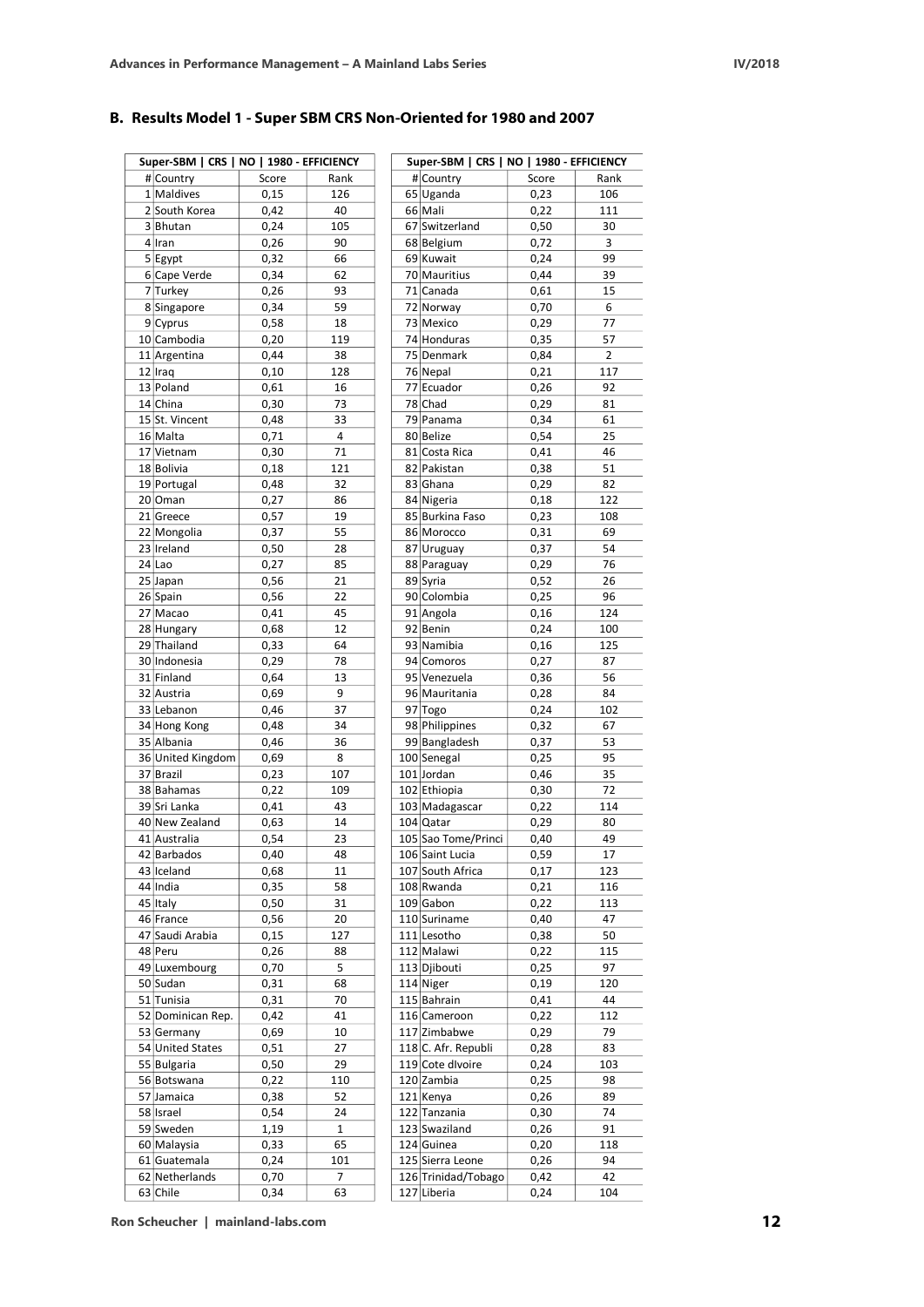## B. Results Model 1 - Super SBM CRS Non-Oriented for 1980 and 2007

| Super-SBM \| CRS \| NO \| 1980 - EFFICIENCY | | | |
|---|---|---|---|
| # | Country | Score | Rank |
| 1 | Maldives | 0,15 | 126 |
| 2 | South Korea | 0,42 | 40 |
| 3 | Bhutan | 0,24 | 105 |
| 4 | Iran | 0,26 | 90 |
| 5 | Egypt | 0,32 | 66 |
| 6 | Cape Verde | 0,34 | 62 |
| 7 | Turkey | 0,26 | 93 |
| 8 | Singapore | 0,34 | 59 |
| 9 | Cyprus | 0,58 | 18 |
| 10 | Cambodia | 0,20 | 119 |
| 11 | Argentina | 0,44 | 38 |
| 12 | Iraq | 0,10 | 128 |
| 13 | Poland | 0,61 | 16 |
| 14 | China | 0,30 | 73 |
| 15 | St. Vincent | 0,48 | 33 |
| 16 | Malta | 0,71 | 4 |
| 17 | Vietnam | 0,30 | 71 |
| 18 | Bolivia | 0,18 | 121 |
| 19 | Portugal | 0,48 | 32 |
| 20 | Oman | 0,27 | 86 |
| 21 | Greece | 0,57 | 19 |
| 22 | Mongolia | 0,37 | 55 |
| 23 | Ireland | 0,50 | 28 |
| 24 | Lao | 0,27 | 85 |
| 25 | Japan | 0,56 | 21 |
| 26 | Spain | 0,56 | 22 |
| 27 | Macao | 0,41 | 45 |
| 28 | Hungary | 0,68 | 12 |
| 29 | Thailand | 0,33 | 64 |
| 30 | Indonesia | 0,29 | 78 |
| 31 | Finland | 0,64 | 13 |
| 32 | Austria | 0,69 | 9 |
| 33 | Lebanon | 0,46 | 37 |
| 34 | Hong Kong | 0,48 | 34 |
| 35 | Albania | 0,46 | 36 |
| 36 | United Kingdom | 0,69 | 8 |
| 37 | Brazil | 0,23 | 107 |
| 38 | Bahamas | 0,22 | 109 |
| 39 | Sri Lanka | 0,41 | 43 |
| 40 | New Zealand | 0,63 | 14 |
| 41 | Australia | 0,54 | 23 |
| 42 | Barbados | 0,40 | 48 |
| 43 | Iceland | 0,68 | 11 |
| 44 | India | 0,35 | 58 |
| 45 | Italy | 0,50 | 31 |
| 46 | France | 0,56 | 20 |
| 47 | Saudi Arabia | 0,15 | 127 |
| 48 | Peru | 0,26 | 88 |
| 49 | Luxembourg | 0,70 | 5 |
| 50 | Sudan | 0,31 | 68 |
| 51 | Tunisia | 0,31 | 70 |
| 52 | Dominican Rep. | 0,42 | 41 |
| 53 | Germany | 0,69 | 10 |
| 54 | United States | 0,51 | 27 |
| 55 | Bulgaria | 0,50 | 29 |
| 56 | Botswana | 0,22 | 110 |
| 57 | Jamaica | 0,38 | 52 |
| 58 | Israel | 0,54 | 24 |
| 59 | Sweden | 1,19 | 1 |
| 60 | Malaysia | 0,33 | 65 |
| 61 | Guatemala | 0,24 | 101 |
| 62 | Netherlands | 0,70 | 7 |
| 63 | Chile | 0,34 | 63 |
| 65 | Uganda | 0,23 | 106 |
| 66 | Mali | 0,22 | 111 |
| 67 | Switzerland | 0,50 | 30 |
| 68 | Belgium | 0,72 | 3 |
| 69 | Kuwait | 0,24 | 99 |
| 70 | Mauritius | 0,44 | 39 |
| 71 | Canada | 0,61 | 15 |
| 72 | Norway | 0,70 | 6 |
| 73 | Mexico | 0,29 | 77 |
| 74 | Honduras | 0,35 | 57 |
| 75 | Denmark | 0,84 | 2 |
| 76 | Nepal | 0,21 | 117 |
| 77 | Ecuador | 0,26 | 92 |
| 78 | Chad | 0,29 | 81 |
| 79 | Panama | 0,34 | 61 |
| 80 | Belize | 0,54 | 25 |
| 81 | Costa Rica | 0,41 | 46 |
| 82 | Pakistan | 0,38 | 51 |
| 83 | Ghana | 0,29 | 82 |
| 84 | Nigeria | 0,18 | 122 |
| 85 | Burkina Faso | 0,23 | 108 |
| 86 | Morocco | 0,31 | 69 |
| 87 | Uruguay | 0,37 | 54 |
| 88 | Paraguay | 0,29 | 76 |
| 89 | Syria | 0,52 | 26 |
| 90 | Colombia | 0,25 | 96 |
| 91 | Angola | 0,16 | 124 |
| 92 | Benin | 0,24 | 100 |
| 93 | Namibia | 0,16 | 125 |
| 94 | Comoros | 0,27 | 87 |
| 95 | Venezuela | 0,36 | 56 |
| 96 | Mauritania | 0,28 | 84 |
| 97 | Togo | 0,24 | 102 |
| 98 | Philippines | 0,32 | 67 |
| 99 | Bangladesh | 0,37 | 53 |
| 100 | Senegal | 0,25 | 95 |
| 101 | Jordan | 0,46 | 35 |
| 102 | Ethiopia | 0,30 | 72 |
| 103 | Madagascar | 0,22 | 114 |
| 104 | Qatar | 0,29 | 80 |
| 105 | Sao Tome/Princi | 0,40 | 49 |
| 106 | Saint Lucia | 0,59 | 17 |
| 107 | South Africa | 0,17 | 123 |
| 108 | Rwanda | 0,21 | 116 |
| 109 | Gabon | 0,22 | 113 |
| 110 | Suriname | 0,40 | 47 |
| 111 | Lesotho | 0,38 | 50 |
| 112 | Malawi | 0,22 | 115 |
| 113 | Djibouti | 0,25 | 97 |
| 114 | Niger | 0,19 | 120 |
| 115 | Bahrain | 0,41 | 44 |
| 116 | Cameroon | 0,22 | 112 |
| 117 | Zimbabwe | 0,29 | 79 |
| 118 | C. Afr. Republi | 0,28 | 83 |
| 119 | Cote dIvoire | 0,24 | 103 |
| 120 | Zambia | 0,25 | 98 |
| 121 | Kenya | 0,26 | 89 |
| 122 | Tanzania | 0,30 | 74 |
| 123 | Swaziland | 0,26 | 91 |
| 124 | Guinea | 0,20 | 118 |
| 125 | Sierra Leone | 0,26 | 94 |
| 126 | Trinidad/Tobago | 0,42 | 42 |
| 127 | Liberia | 0,24 | 104 |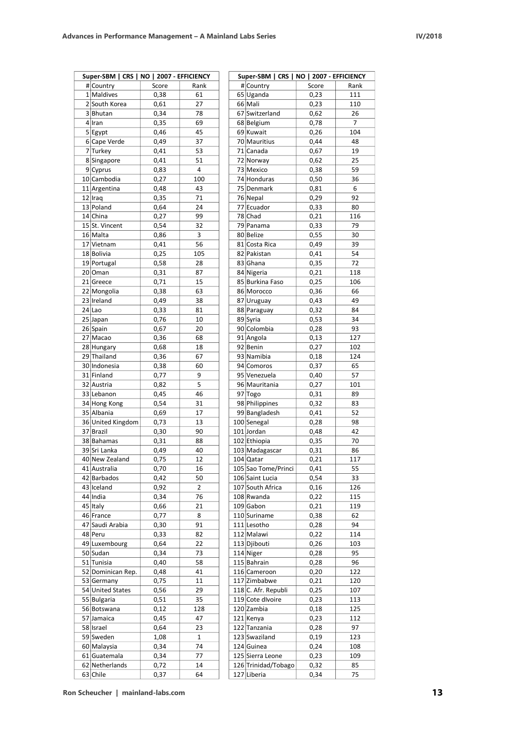| Super-SBM \| CRS \| NO \| 2007 - EFFICIENCY | | | |
|---|---|---|---|
| # | Country | Score | Rank |
| 1 | Maldives | 0,38 | 61 |
| 2 | South Korea | 0,61 | 27 |
| 3 | Bhutan | 0,34 | 78 |
| 4 | Iran | 0,35 | 69 |
| 5 | Egypt | 0,46 | 45 |
| 6 | Cape Verde | 0,49 | 37 |
| 7 | Turkey | 0,41 | 53 |
| 8 | Singapore | 0,41 | 51 |
| 9 | Cyprus | 0,83 | 4 |
| 10 | Cambodia | 0,27 | 100 |
| 11 | Argentina | 0,48 | 43 |
| 12 | Iraq | 0,35 | 71 |
| 13 | Poland | 0,64 | 24 |
| 14 | China | 0,27 | 99 |
| 15 | St. Vincent | 0,54 | 32 |
| 16 | Malta | 0,86 | 3 |
| 17 | Vietnam | 0,41 | 56 |
| 18 | Bolivia | 0,25 | 105 |
| 19 | Portugal | 0,58 | 28 |
| 20 | Oman | 0,31 | 87 |
| 21 | Greece | 0,71 | 15 |
| 22 | Mongolia | 0,38 | 63 |
| 23 | Ireland | 0,49 | 38 |
| 24 | Lao | 0,33 | 81 |
| 25 | Japan | 0,76 | 10 |
| 26 | Spain | 0,67 | 20 |
| 27 | Macao | 0,36 | 68 |
| 28 | Hungary | 0,68 | 18 |
| 29 | Thailand | 0,36 | 67 |
| 30 | Indonesia | 0,38 | 60 |
| 31 | Finland | 0,77 | 9 |
| 32 | Austria | 0,82 | 5 |
| 33 | Lebanon | 0,45 | 46 |
| 34 | Hong Kong | 0,54 | 31 |
| 35 | Albania | 0,69 | 17 |
| 36 | United Kingdom | 0,73 | 13 |
| 37 | Brazil | 0,30 | 90 |
| 38 | Bahamas | 0,31 | 88 |
| 39 | Sri Lanka | 0,49 | 40 |
| 40 | New Zealand | 0,75 | 12 |
| 41 | Australia | 0,70 | 16 |
| 42 | Barbados | 0,42 | 50 |
| 43 | Iceland | 0,92 | 2 |
| 44 | India | 0,34 | 76 |
| 45 | Italy | 0,66 | 21 |
| 46 | France | 0,77 | 8 |
| 47 | Saudi Arabia | 0,30 | 91 |
| 48 | Peru | 0,33 | 82 |
| 49 | Luxembourg | 0,64 | 22 |
| 50 | Sudan | 0,34 | 73 |
| 51 | Tunisia | 0,40 | 58 |
| 52 | Dominican Rep. | 0,48 | 41 |
| 53 | Germany | 0,75 | 11 |
| 54 | United States | 0,56 | 29 |
| 55 | Bulgaria | 0,51 | 35 |
| 56 | Botswana | 0,12 | 128 |
| 57 | Jamaica | 0,45 | 47 |
| 58 | Israel | 0,64 | 23 |
| 59 | Sweden | 1,08 | 1 |
| 60 | Malaysia | 0,34 | 74 |
| 61 | Guatemala | 0,34 | 77 |
| 62 | Netherlands | 0,72 | 14 |
| 63 | Chile | 0,37 | 64 |

| Super-SBM \| CRS \| NO \| 2007 - EFFICIENCY | | | |
|---|---|---|---|
| # | Country | Score | Rank |
| 65 | Uganda | 0,23 | 111 |
| 66 | Mali | 0,23 | 110 |
| 67 | Switzerland | 0,62 | 26 |
| 68 | Belgium | 0,78 | 7 |
| 69 | Kuwait | 0,26 | 104 |
| 70 | Mauritius | 0,44 | 48 |
| 71 | Canada | 0,67 | 19 |
| 72 | Norway | 0,62 | 25 |
| 73 | Mexico | 0,38 | 59 |
| 74 | Honduras | 0,50 | 36 |
| 75 | Denmark | 0,81 | 6 |
| 76 | Nepal | 0,29 | 92 |
| 77 | Ecuador | 0,33 | 80 |
| 78 | Chad | 0,21 | 116 |
| 79 | Panama | 0,33 | 79 |
| 80 | Belize | 0,55 | 30 |
| 81 | Costa Rica | 0,49 | 39 |
| 82 | Pakistan | 0,41 | 54 |
| 83 | Ghana | 0,35 | 72 |
| 84 | Nigeria | 0,21 | 118 |
| 85 | Burkina Faso | 0,25 | 106 |
| 86 | Morocco | 0,36 | 66 |
| 87 | Uruguay | 0,43 | 49 |
| 88 | Paraguay | 0,32 | 84 |
| 89 | Syria | 0,53 | 34 |
| 90 | Colombia | 0,28 | 93 |
| 91 | Angola | 0,13 | 127 |
| 92 | Benin | 0,27 | 102 |
| 93 | Namibia | 0,18 | 124 |
| 94 | Comoros | 0,37 | 65 |
| 95 | Venezuela | 0,40 | 57 |
| 96 | Mauritania | 0,27 | 101 |
| 97 | Togo | 0,31 | 89 |
| 98 | Philippines | 0,32 | 83 |
| 99 | Bangladesh | 0,41 | 52 |
| 100 | Senegal | 0,28 | 98 |
| 101 | Jordan | 0,48 | 42 |
| 102 | Ethiopia | 0,35 | 70 |
| 103 | Madagascar | 0,31 | 86 |
| 104 | Qatar | 0,21 | 117 |
| 105 | Sao Tome/Princi | 0,41 | 55 |
| 106 | Saint Lucia | 0,54 | 33 |
| 107 | South Africa | 0,16 | 126 |
| 108 | Rwanda | 0,22 | 115 |
| 109 | Gabon | 0,21 | 119 |
| 110 | Suriname | 0,38 | 62 |
| 111 | Lesotho | 0,28 | 94 |
| 112 | Malawi | 0,22 | 114 |
| 113 | Djibouti | 0,26 | 103 |
| 114 | Niger | 0,28 | 95 |
| 115 | Bahrain | 0,28 | 96 |
| 116 | Cameroon | 0,20 | 122 |
| 117 | Zimbabwe | 0,21 | 120 |
| 118 | C. Afr. Republi | 0,25 | 107 |
| 119 | Cote dIvoire | 0,23 | 113 |
| 120 | Zambia | 0,18 | 125 |
| 121 | Kenya | 0,23 | 112 |
| 122 | Tanzania | 0,28 | 97 |
| 123 | Swaziland | 0,19 | 123 |
| 124 | Guinea | 0,24 | 108 |
| 125 | Sierra Leone | 0,23 | 109 |
| 126 | Trinidad/Tobago | 0,32 | 85 |
| 127 | Liberia | 0,34 | 75 |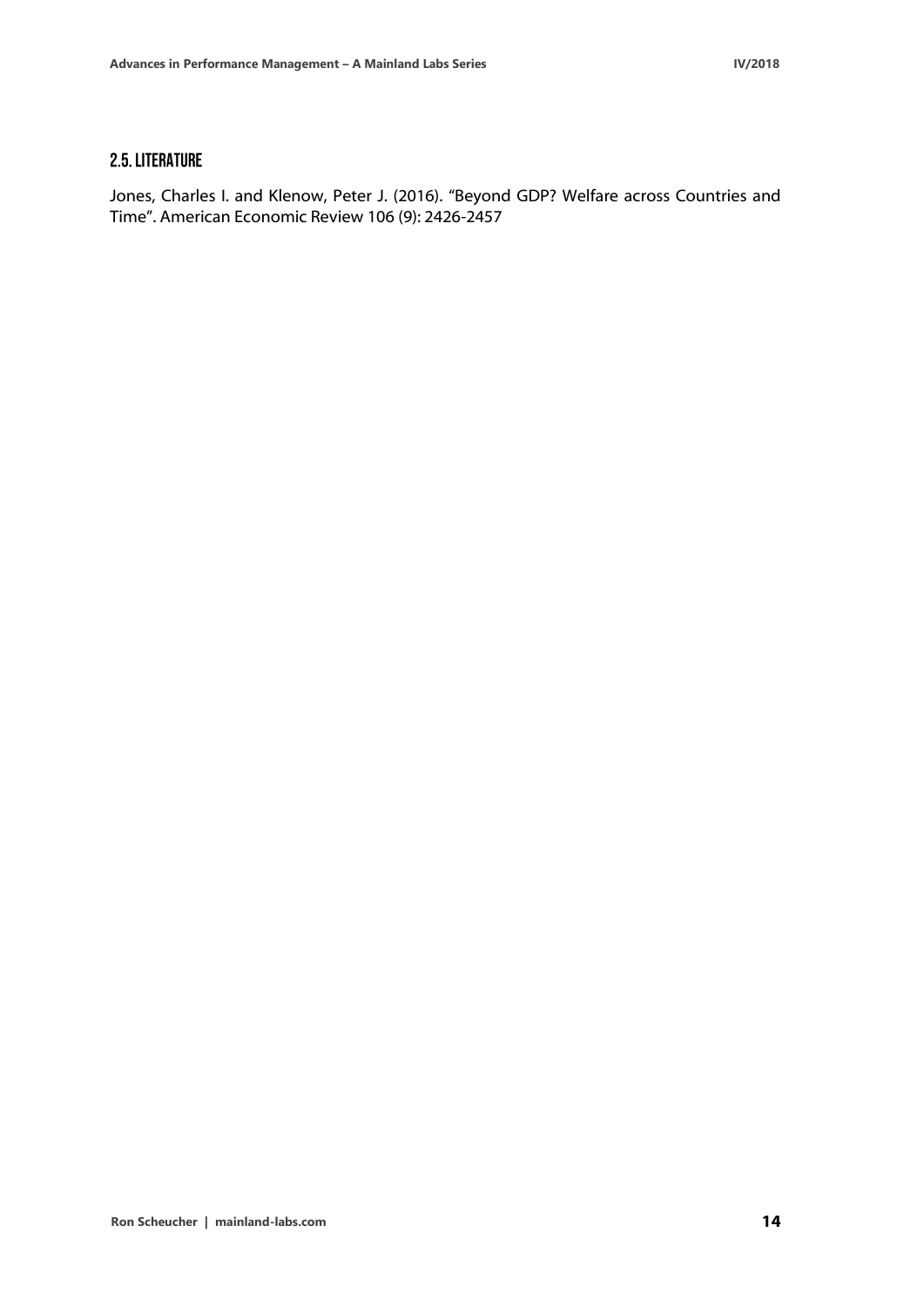## 2.5. LITERATURE

Jones, Charles I. and Klenow, Peter J. (2016). “Beyond GDP? Welfare across Countries and Time”. American Economic Review 106 (9): 2426-2457